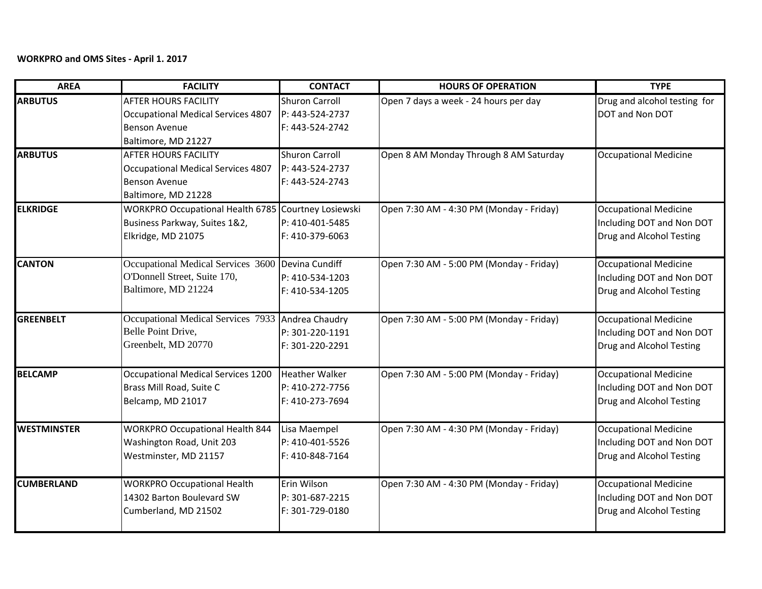**WORKPRO and OMS Sites - April 1. 2017**

| AREA | FACILITY | CONTACT | HOURS OF OPERATION | TYPE |
|---|---|---|---|---|
| **ARBUTUS** | AFTER HOURS FACILITY<br>Occupational Medical Services 4807 Benson Avenue<br>Baltimore, MD 21227 | Shuron Carroll<br>P: 443-524-2737<br>F: 443-524-2742 | Open 7 days a week - 24 hours per day | Drug and alcohol testing for DOT and Non DOT |
| **ARBUTUS** | AFTER HOURS FACILITY<br>Occupational Medical Services 4807 Benson Avenue<br>Baltimore, MD 21228 | Shuron Carroll<br>P: 443-524-2737<br>F: 443-524-2743 | Open 8 AM Monday Through 8 AM Saturday | Occupational Medicine |
| **ELKRIDGE** | WORKPRO Occupational Health 6785 Business Parkway, Suites 1&2,<br>Elkridge, MD 21075 | Courtney Losiewski<br>P: 410-401-5485<br>F: 410-379-6063 | Open 7:30 AM - 4:30 PM (Monday - Friday) | Occupational Medicine Including DOT and Non DOT Drug and Alcohol Testing |
| **CANTON** | Occupational Medical Services 3600 O'Donnell Street, Suite 170,<br>Baltimore, MD 21224 | Devina Cundiff<br>P: 410-534-1203<br>F: 410-534-1205 | Open 7:30 AM - 5:00 PM (Monday - Friday) | Occupational Medicine Including DOT and Non DOT Drug and Alcohol Testing |
| **GREENBELT** | Occupational Medical Services 7933 Belle Point Drive,<br>Greenbelt, MD 20770 | Andrea Chaudry<br>P: 301-220-1191<br>F: 301-220-2291 | Open 7:30 AM - 5:00 PM (Monday - Friday) | Occupational Medicine Including DOT and Non DOT Drug and Alcohol Testing |
| **BELCAMP** | Occupational Medical Services 1200 Brass Mill Road, Suite C<br>Belcamp, MD 21017 | Heather Walker<br>P: 410-272-7756<br>F: 410-273-7694 | Open 7:30 AM - 5:00 PM (Monday - Friday) | Occupational Medicine Including DOT and Non DOT Drug and Alcohol Testing |
| **WESTMINSTER** | WORKPRO Occupational Health 844 Washington Road, Unit 203<br>Westminster, MD 21157 | Lisa Maempel<br>P: 410-401-5526<br>F: 410-848-7164 | Open 7:30 AM - 4:30 PM (Monday - Friday) | Occupational Medicine Including DOT and Non DOT Drug and Alcohol Testing |
| **CUMBERLAND** | WORKPRO Occupational Health<br>14302 Barton Boulevard SW<br>Cumberland, MD 21502 | Erin Wilson<br>P: 301-687-2215<br>F: 301-729-0180 | Open 7:30 AM - 4:30 PM (Monday - Friday) | Occupational Medicine Including DOT and Non DOT Drug and Alcohol Testing |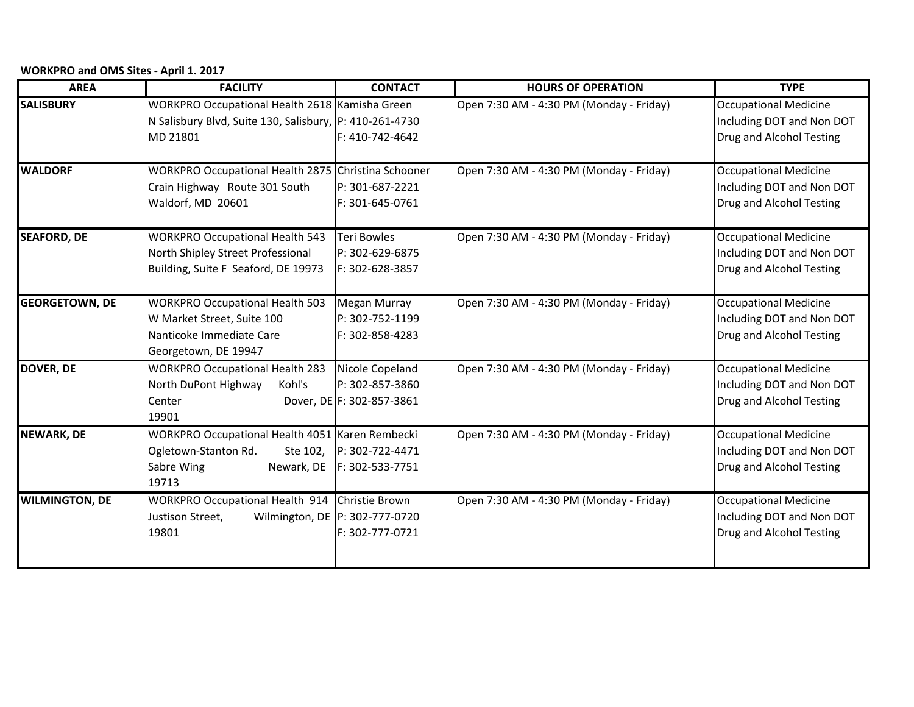**WORKPRO and OMS Sites - April 1. 2017**

| AREA | FACILITY | CONTACT | HOURS OF OPERATION | TYPE |
|---|---|---|---|---|
| **SALISBURY** | WORKPRO Occupational Health 2618 N Salisbury Blvd, Suite 130, Salisbury, MD 21801 | Kamisha Green P: 410-261-4730 F: 410-742-4642 | Open 7:30 AM - 4:30 PM (Monday - Friday) | Occupational Medicine Including DOT and Non DOT Drug and Alcohol Testing |
| **WALDORF** | WORKPRO Occupational Health 2875 Crain Highway Route 301 South Waldorf, MD 20601 | Christina Schooner P: 301-687-2221 F: 301-645-0761 | Open 7:30 AM - 4:30 PM (Monday - Friday) | Occupational Medicine Including DOT and Non DOT Drug and Alcohol Testing |
| **SEAFORD, DE** | WORKPRO Occupational Health 543 North Shipley Street Professional Building, Suite F Seaford, DE 19973 | Teri Bowles P: 302-629-6875 F: 302-628-3857 | Open 7:30 AM - 4:30 PM (Monday - Friday) | Occupational Medicine Including DOT and Non DOT Drug and Alcohol Testing |
| **GEORGETOWN, DE** | WORKPRO Occupational Health 503 W Market Street, Suite 100 Nanticoke Immediate Care Georgetown, DE 19947 | Megan Murray P: 302-752-1199 F: 302-858-4283 | Open 7:30 AM - 4:30 PM (Monday - Friday) | Occupational Medicine Including DOT and Non DOT Drug and Alcohol Testing |
| **DOVER, DE** | WORKPRO Occupational Health 283 North DuPont Highway Kohl's Center Dover, DE 19901 | Nicole Copeland P: 302-857-3860 F: 302-857-3861 | Open 7:30 AM - 4:30 PM (Monday - Friday) | Occupational Medicine Including DOT and Non DOT Drug and Alcohol Testing |
| **NEWARK, DE** | WORKPRO Occupational Health 4051 Ogletown-Stanton Rd. Ste 102, Sabre Wing Newark, DE 19713 | Karen Rembecki P: 302-722-4471 F: 302-533-7751 | Open 7:30 AM - 4:30 PM (Monday - Friday) | Occupational Medicine Including DOT and Non DOT Drug and Alcohol Testing |
| **WILMINGTON, DE** | WORKPRO Occupational Health 914 Justison Street, Wilmington, DE 19801 | Christie Brown P: 302-777-0720 F: 302-777-0721 | Open 7:30 AM - 4:30 PM (Monday - Friday) | Occupational Medicine Including DOT and Non DOT Drug and Alcohol Testing |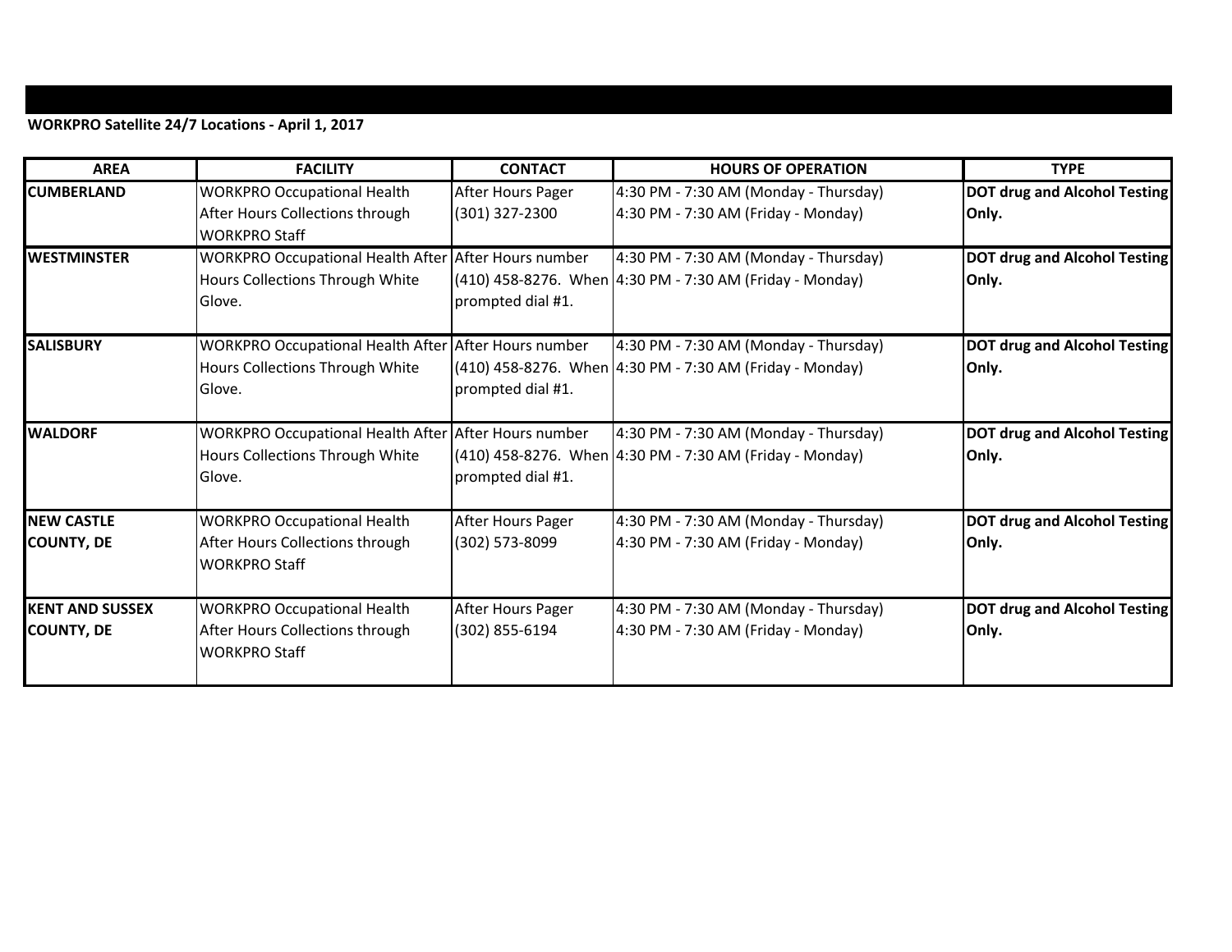**WORKPRO Satellite 24/7 Locations - April 1, 2017**

| AREA | FACILITY | CONTACT | HOURS OF OPERATION | TYPE |
|---|---|---|---|---|
| **CUMBERLAND** | WORKPRO Occupational Health After Hours Collections through WORKPRO Staff | After Hours Pager (301) 327-2300 | 4:30 PM - 7:30 AM (Monday - Thursday)<br>4:30 PM - 7:30 AM (Friday - Monday) | **DOT drug and Alcohol Testing Only.** |
| **WESTMINSTER** | WORKPRO Occupational Health After Hours Collections Through White Glove. | After Hours number (410) 458-8276. When prompted dial #1. | 4:30 PM - 7:30 AM (Monday - Thursday)<br>4:30 PM - 7:30 AM (Friday - Monday) | **DOT drug and Alcohol Testing Only.** |
| **SALISBURY** | WORKPRO Occupational Health After Hours Collections Through White Glove. | After Hours number (410) 458-8276. When prompted dial #1. | 4:30 PM - 7:30 AM (Monday - Thursday)<br>4:30 PM - 7:30 AM (Friday - Monday) | **DOT drug and Alcohol Testing Only.** |
| **WALDORF** | WORKPRO Occupational Health After Hours Collections Through White Glove. | After Hours number (410) 458-8276. When prompted dial #1. | 4:30 PM - 7:30 AM (Monday - Thursday)<br>4:30 PM - 7:30 AM (Friday - Monday) | **DOT drug and Alcohol Testing Only.** |
| **NEW CASTLE COUNTY, DE** | WORKPRO Occupational Health After Hours Collections through WORKPRO Staff | After Hours Pager (302) 573-8099 | 4:30 PM - 7:30 AM (Monday - Thursday)<br>4:30 PM - 7:30 AM (Friday - Monday) | **DOT drug and Alcohol Testing Only.** |
| **KENT AND SUSSEX COUNTY, DE** | WORKPRO Occupational Health After Hours Collections through WORKPRO Staff | After Hours Pager (302) 855-6194 | 4:30 PM - 7:30 AM (Monday - Thursday)<br>4:30 PM - 7:30 AM (Friday - Monday) | **DOT drug and Alcohol Testing Only.** |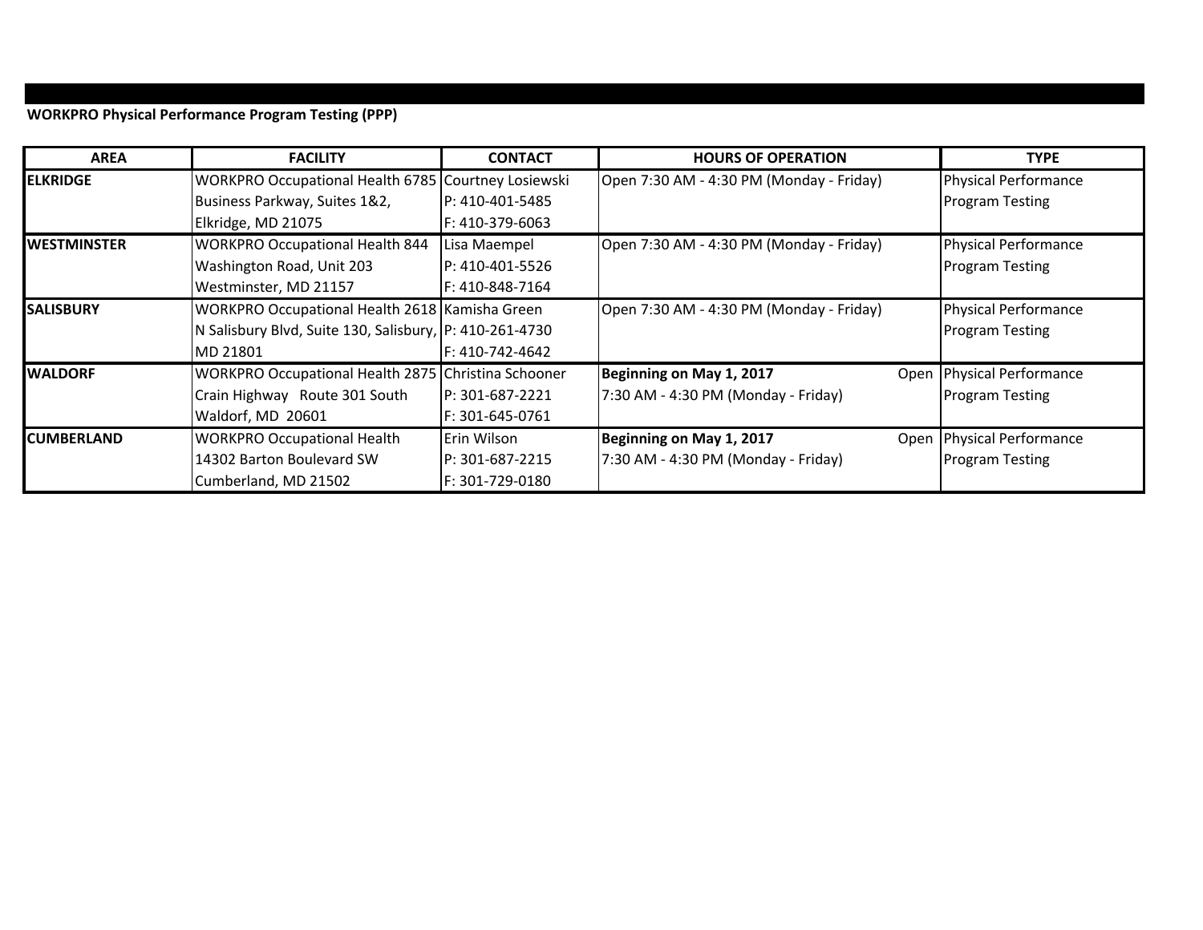**WORKPRO Physical Performance Program Testing (PPP)**

| AREA | FACILITY | CONTACT | HOURS OF OPERATION | TYPE |
|---|---|---|---|---|
| **ELKRIDGE** | WORKPRO Occupational Health 6785 Business Parkway, Suites 1&2, Elkridge, MD 21075 | Courtney Losiewski P: 410-401-5485 F: 410-379-6063 | Open 7:30 AM - 4:30 PM (Monday - Friday) | Physical Performance Program Testing |
| **WESTMINSTER** | WORKPRO Occupational Health 844 Washington Road, Unit 203 Westminster, MD 21157 | Lisa Maempel P: 410-401-5526 F: 410-848-7164 | Open 7:30 AM - 4:30 PM (Monday - Friday) | Physical Performance Program Testing |
| **SALISBURY** | WORKPRO Occupational Health 2618 N Salisbury Blvd, Suite 130, Salisbury, MD 21801 | Kamisha Green P: 410-261-4730 F: 410-742-4642 | Open 7:30 AM - 4:30 PM (Monday - Friday) | Physical Performance Program Testing |
| **WALDORF** | WORKPRO Occupational Health 2875 Crain Highway Route 301 South Waldorf, MD 20601 | Christina Schooner P: 301-687-2221 F: 301-645-0761 | **Beginning on May 1, 2017** Open 7:30 AM - 4:30 PM (Monday - Friday) | Physical Performance Program Testing |
| **CUMBERLAND** | WORKPRO Occupational Health 14302 Barton Boulevard SW Cumberland, MD 21502 | Erin Wilson P: 301-687-2215 F: 301-729-0180 | **Beginning on May 1, 2017** Open 7:30 AM - 4:30 PM (Monday - Friday) | Physical Performance Program Testing |